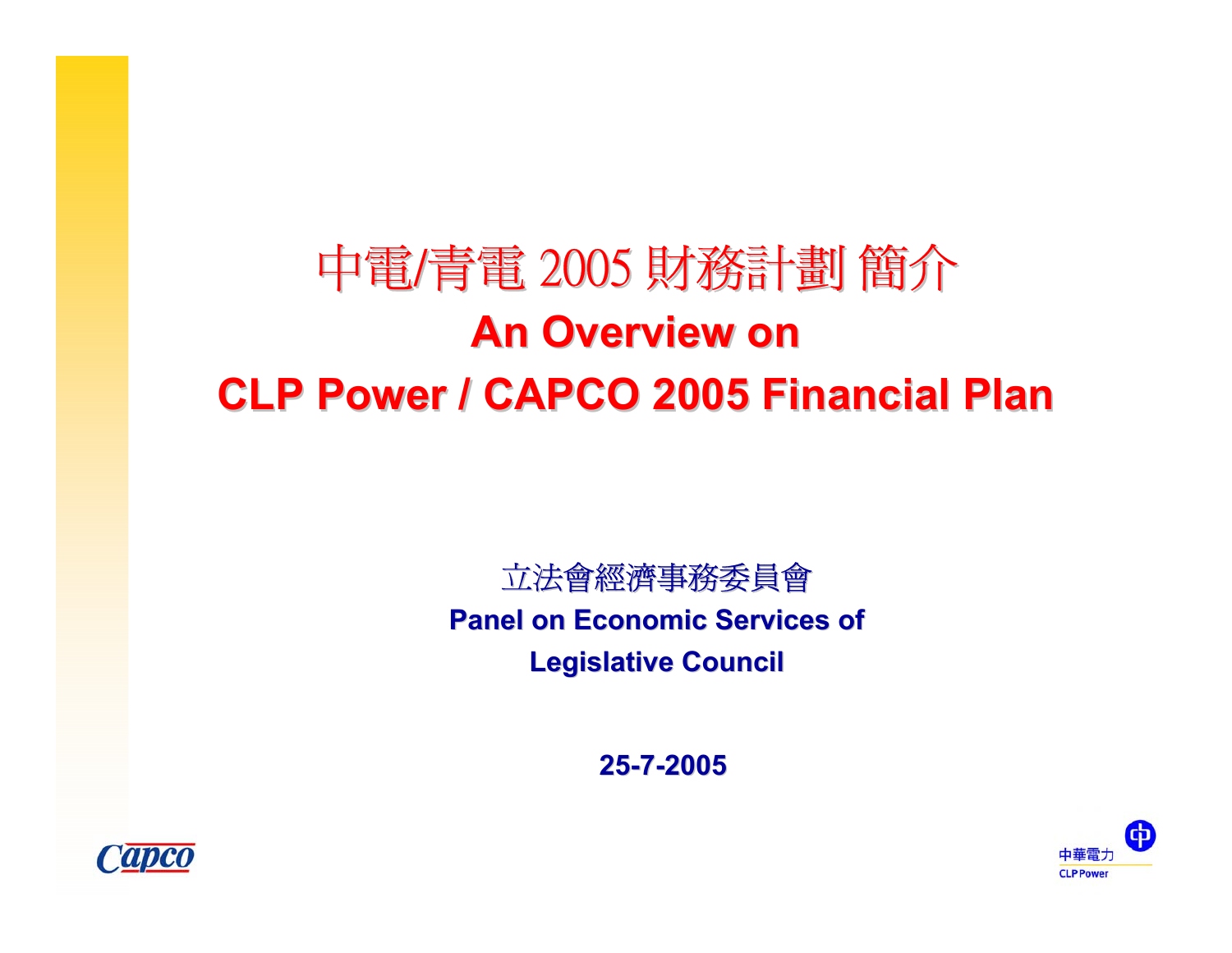# 中電/青電 2005 財務計劃 簡介

# An Overview on CLP Power / CAPCO 2005 Financial Plan

立法會經濟事務委員會

**Panel on Economic Services of Legislative Council**

**25-7-2005**

Capco

中華電力 CLP Power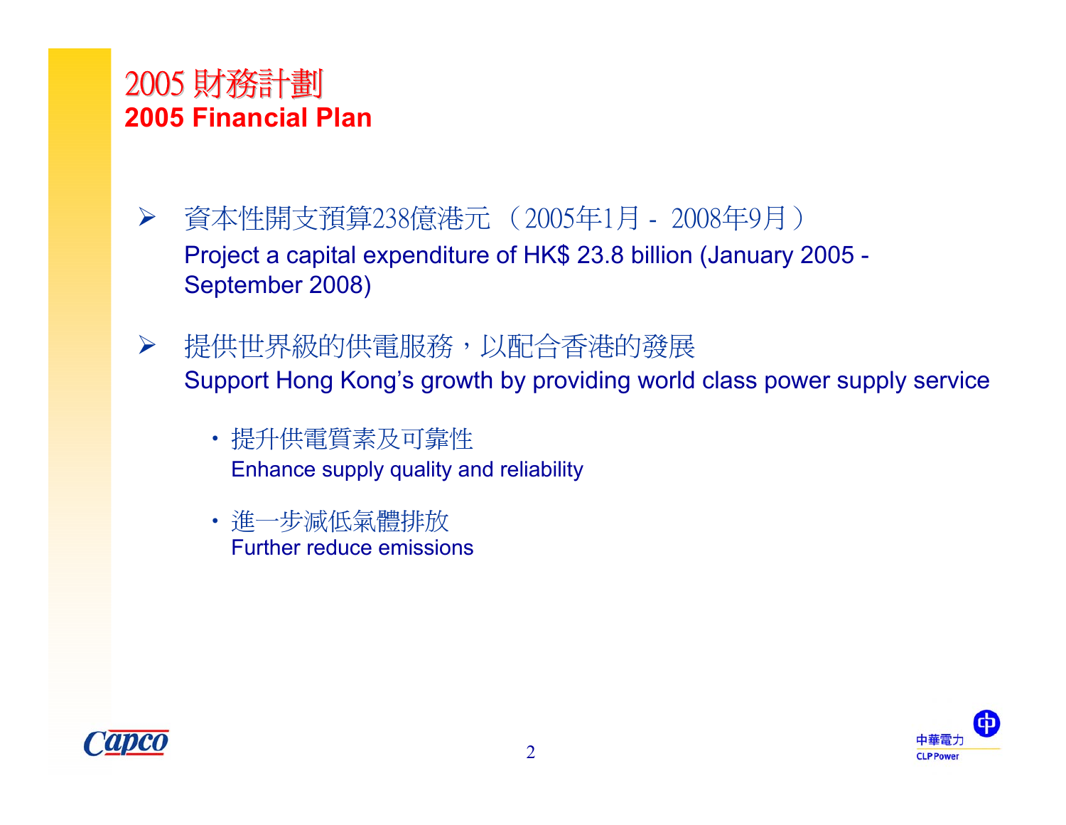# 2005 財務計劃
# 2005 Financial Plan

- 資本性開支預算238億港元 （2005年1月 - 2008年9月）
  Project a capital expenditure of HK$ 23.8 billion (January 2005 - September 2008)

- 提供世界級的供電服務，以配合香港的發展
  Support Hong Kong's growth by providing world class power supply service

  - 提升供電質素及可靠性
    Enhance supply quality and reliability

  - 進一步減低氣體排放
    Further reduce emissions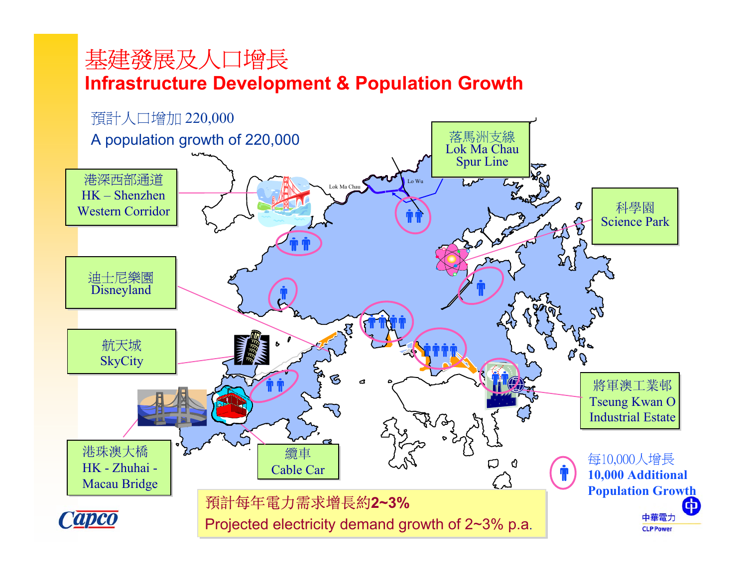# 基建發展及人口增長
## Infrastructure Development & Population Growth

預計人口增加 220,000
A population growth of 220,000

港深西部通道
HK – Shenzhen Western Corridor

迪士尼樂園
Disneyland

航天城
SkyCity

港珠澳大橋
HK - Zhuhai - Macau Bridge

纜車
Cable Car

落馬洲支線
Lok Ma Chau Spur Line

Lok Ma Chau

Lo Wu

科學園
Science Park

將軍澳工業邨
Tseung Kwan O Industrial Estate

每10,000人增長
**10,000 Additional Population Growth**

預計每年電力需求增長約**2~3%**
Projected electricity demand growth of 2~3% p.a.

Capco

中華電力
CLP Power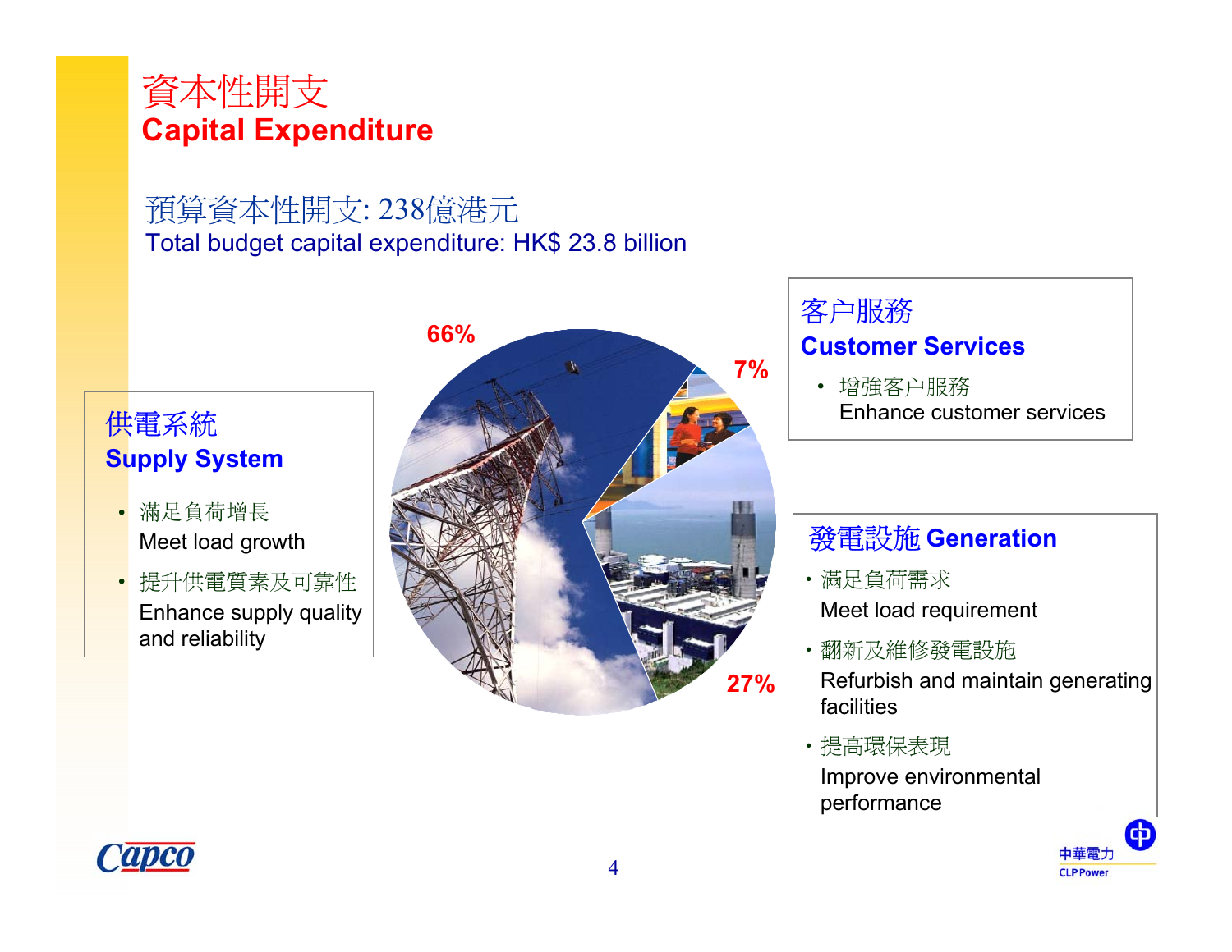# 資本性開支
# Capital Expenditure

## 預算資本性開支: 238億港元
## Total budget capital expenditure: HK$ 23.8 billion

66%

7%

27%

### 供電系統
### Supply System

- 滿足負荷增長
  Meet load growth
- 提升供電質素及可靠性
  Enhance supply quality and reliability

### 客户服務
### Customer Services

- 增強客户服務
  Enhance customer services

### 發電設施 Generation

- 滿足負荷需求
  Meet load requirement
- 翻新及維修發電設施
  Refurbish and maintain generating facilities
- 提高環保表現
  Improve environmental performance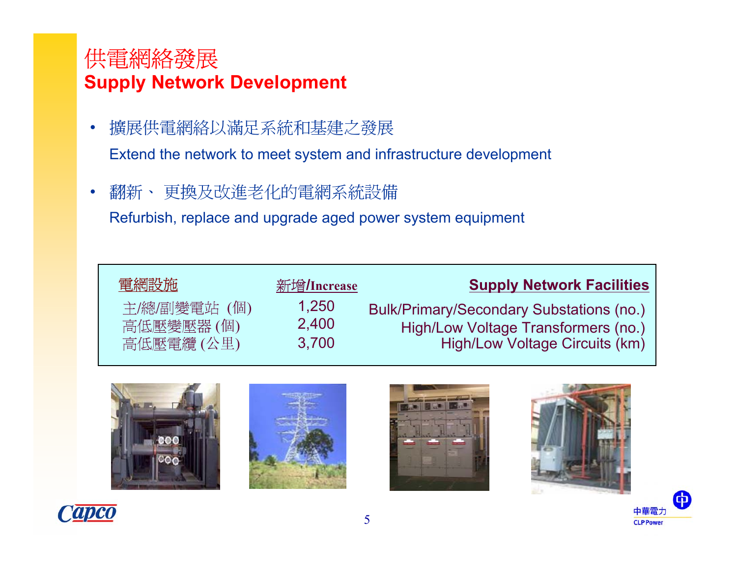# 供電網絡發展
## Supply Network Development

- 擴展供電網絡以滿足系統和基建之發展

  Extend the network to meet system and infrastructure development

- 翻新、 更換及改進老化的電網系統設備

  Refurbish, replace and upgrade aged power system equipment

| 電網設施 | 新增/Increase | Supply Network Facilities |
|---|---|---|
| 主/總/副變電站 (個) | 1,250 | Bulk/Primary/Secondary Substations (no.) |
| 高低壓變壓器 (個) | 2,400 | High/Low Voltage Transformers (no.) |
| 高低壓電纜 (公里) | 3,700 | High/Low Voltage Circuits (km) |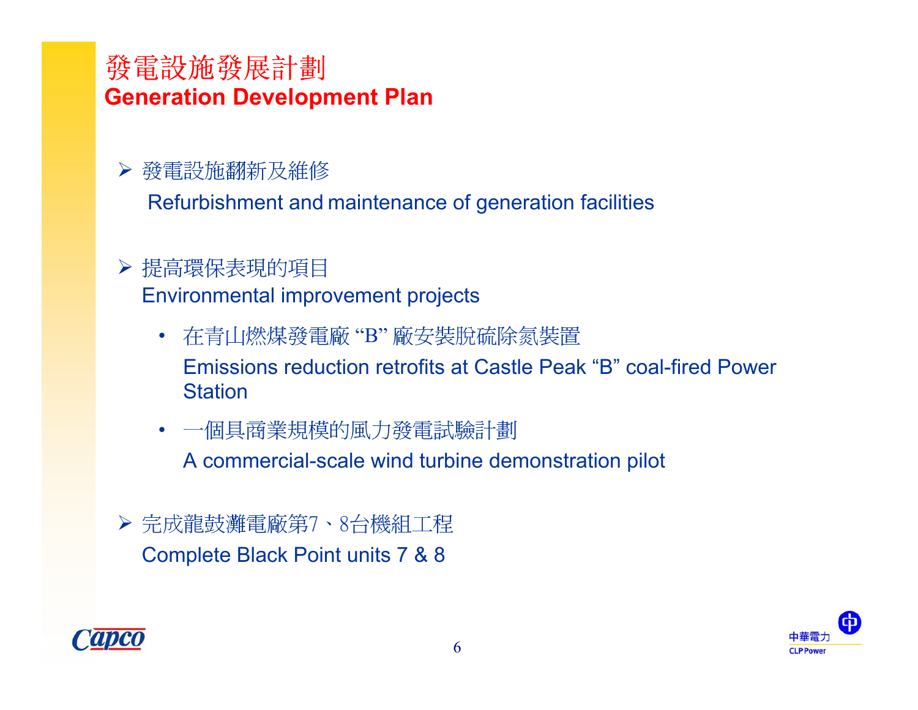# 發電設施發展計劃
## Generation Development Plan

- 發電設施翻新及維修
  Refurbishment and maintenance of generation facilities

- 提高環保表現的項目
  Environmental improvement projects
  - 在青山燃煤發電廠 “B” 廠安裝脫硫除氮裝置
    Emissions reduction retrofits at Castle Peak “B” coal-fired Power Station
  - 一個具商業規模的風力發電試驗計劃
    A commercial-scale wind turbine demonstration pilot

- 完成龍鼓灘電廠第7、8台機組工程
  Complete Black Point units 7 & 8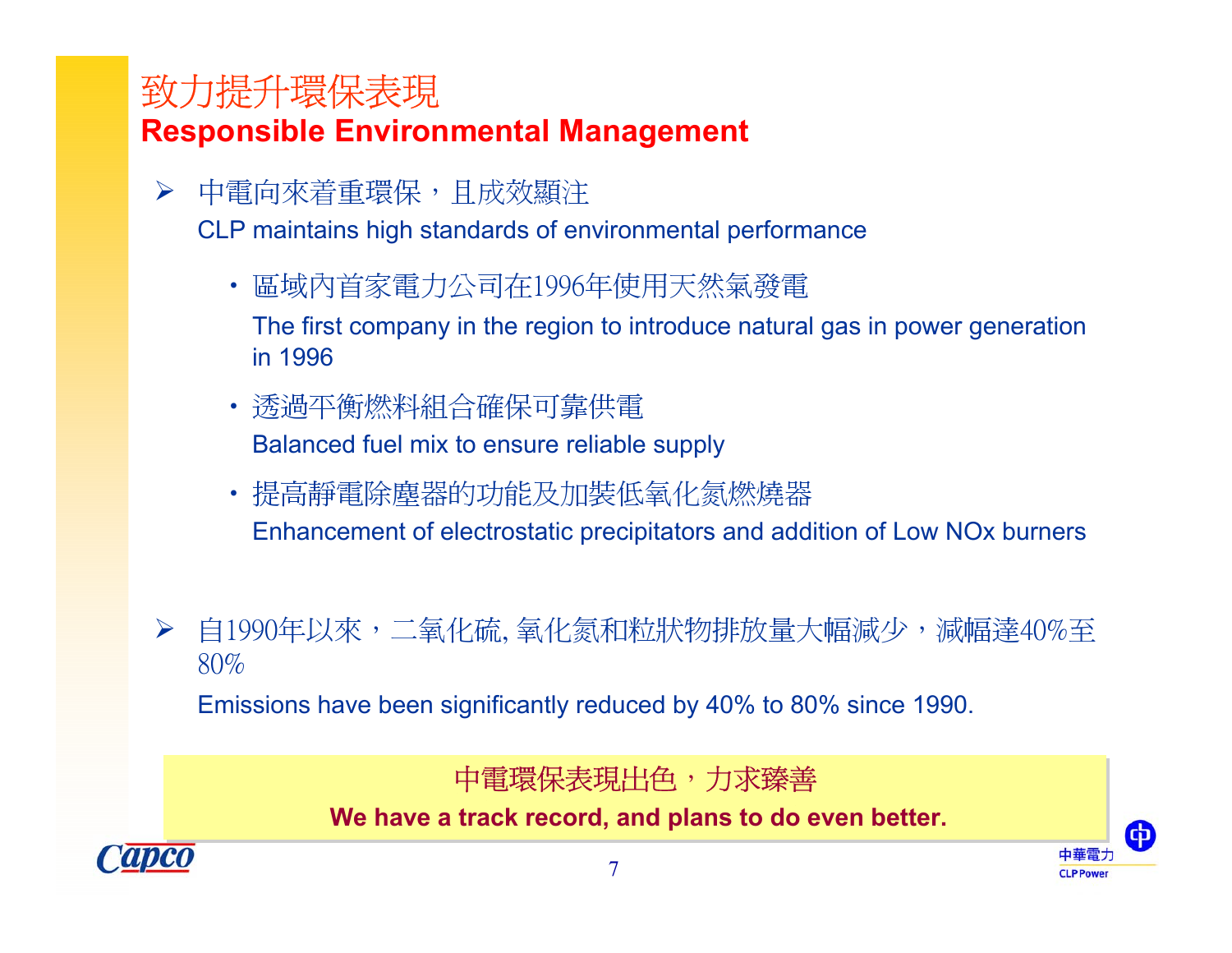# 致力提升環保表現
## Responsible Environmental Management

- 中電向來着重環保，且成效顯注
  CLP maintains high standards of environmental performance
  - 區域內首家電力公司在1996年使用天然氣發電
    The first company in the region to introduce natural gas in power generation in 1996
  - 透過平衡燃料組合確保可靠供電
    Balanced fuel mix to ensure reliable supply
  - 提高靜電除塵器的功能及加裝低氧化氮燃燒器
    Enhancement of electrostatic precipitators and addition of Low NOx burners

- 自1990年以來，二氧化硫, 氧化氮和粒狀物排放量大幅減少，減幅達40%至80%
  Emissions have been significantly reduced by 40% to 80% since 1990.

中電環保表現出色，力求臻善
**We have a track record, and plans to do even better.**

Capco

中華電力 CLP Power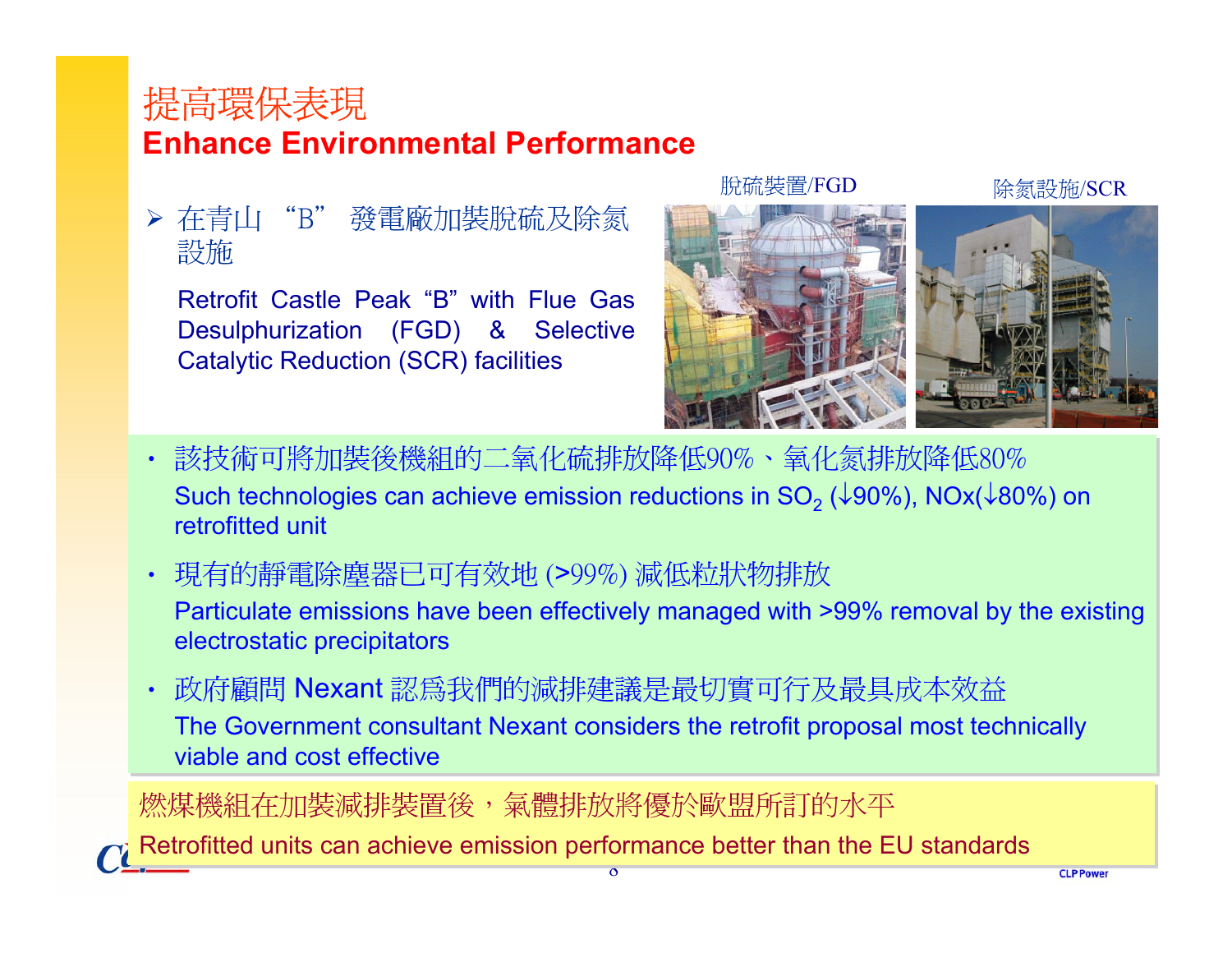# 提高環保表現
## Enhance Environmental Performance

- 在青山 “B” 發電廠加裝脫硫及除氮設施

  Retrofit Castle Peak “B” with Flue Gas Desulphurization (FGD) & Selective Catalytic Reduction (SCR) facilities

脫硫裝置/FGD

除氮設施/SCR

- 該技術可將加裝後機組的二氧化硫排放降低90%、氧化氮排放降低80%

  Such technologies can achieve emission reductions in $SO_2$ (↓90%), NOx(↓80%) on retrofitted unit

- 現有的靜電除塵器已可有效地 (>99%) 減低粒狀物排放

  Particulate emissions have been effectively managed with >99% removal by the existing electrostatic precipitators

- 政府顧問 Nexant 認為我們的減排建議是最切實可行及最具成本效益

  The Government consultant Nexant considers the retrofit proposal most technically viable and cost effective

燃煤機組在加裝減排裝置後，氣體排放將優於歐盟所訂的水平

Retrofitted units can achieve emission performance better than the EU standards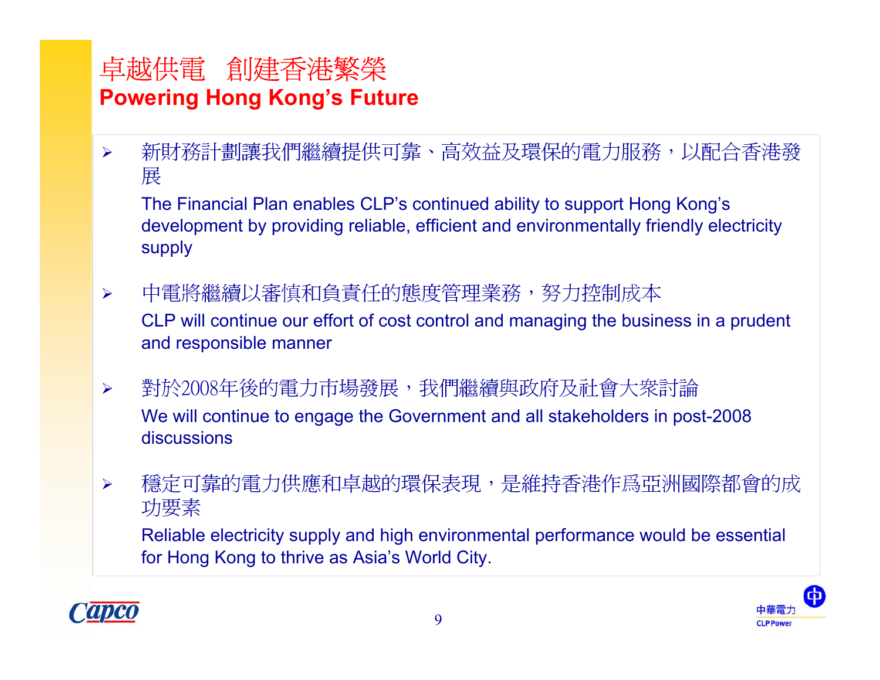# 卓越供電　創建香港繁榮
## Powering Hong Kong's Future

- 新財務計劃讓我們繼續提供可靠、高效益及環保的電力服務，以配合香港發展

  The Financial Plan enables CLP's continued ability to support Hong Kong's development by providing reliable, efficient and environmentally friendly electricity supply

- 中電將繼續以審慎和負責任的態度管理業務，努力控制成本

  CLP will continue our effort of cost control and managing the business in a prudent and responsible manner

- 對於2008年後的電力市場發展，我們繼續與政府及社會大衆討論

  We will continue to engage the Government and all stakeholders in post-2008 discussions

- 穩定可靠的電力供應和卓越的環保表現，是維持香港作爲亞洲國際都會的成功要素

  Reliable electricity supply and high environmental performance would be essential for Hong Kong to thrive as Asia's World City.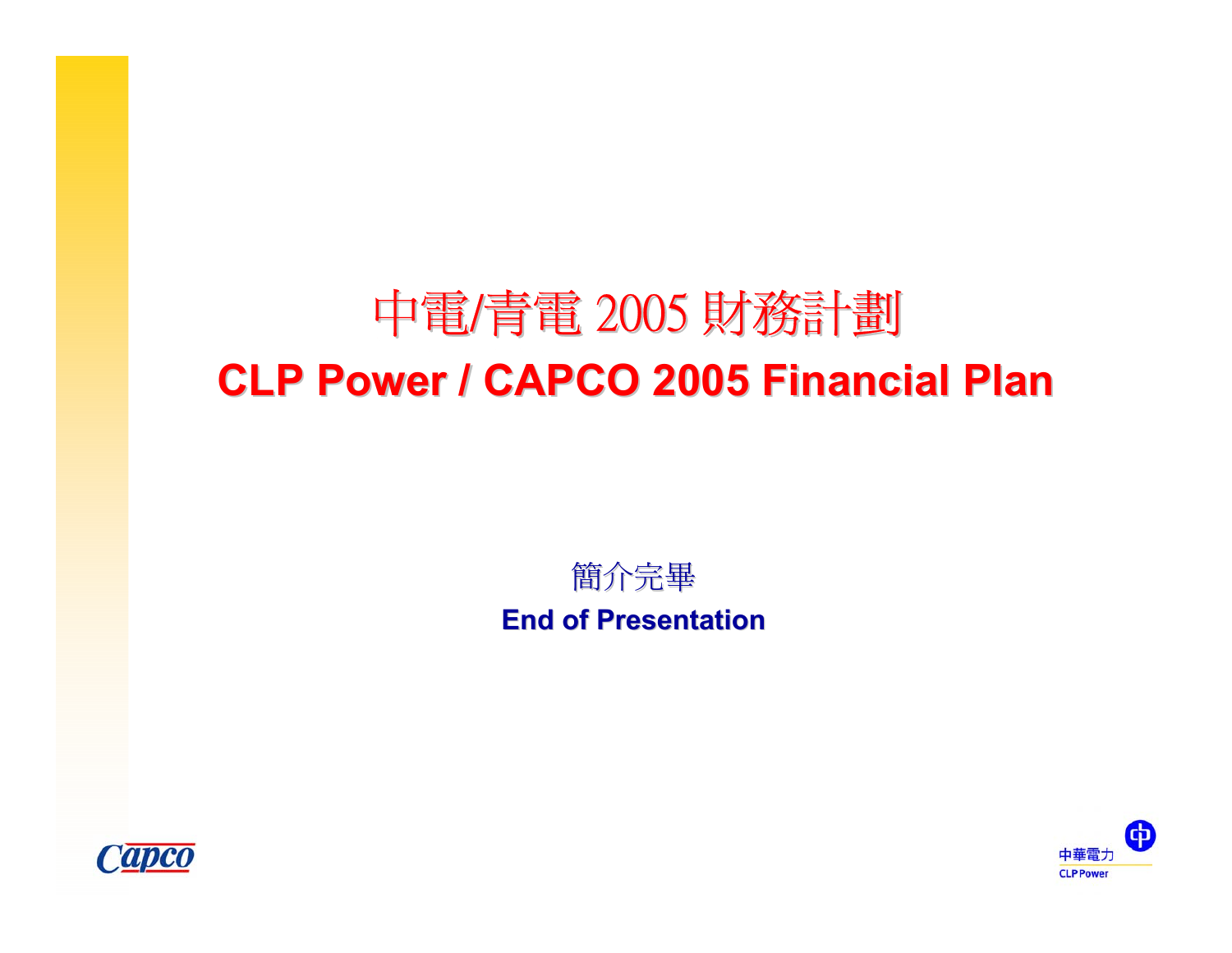# 中電/青電 2005 財務計劃

# CLP Power / CAPCO 2005 Financial Plan

簡介完畢

**End of Presentation**